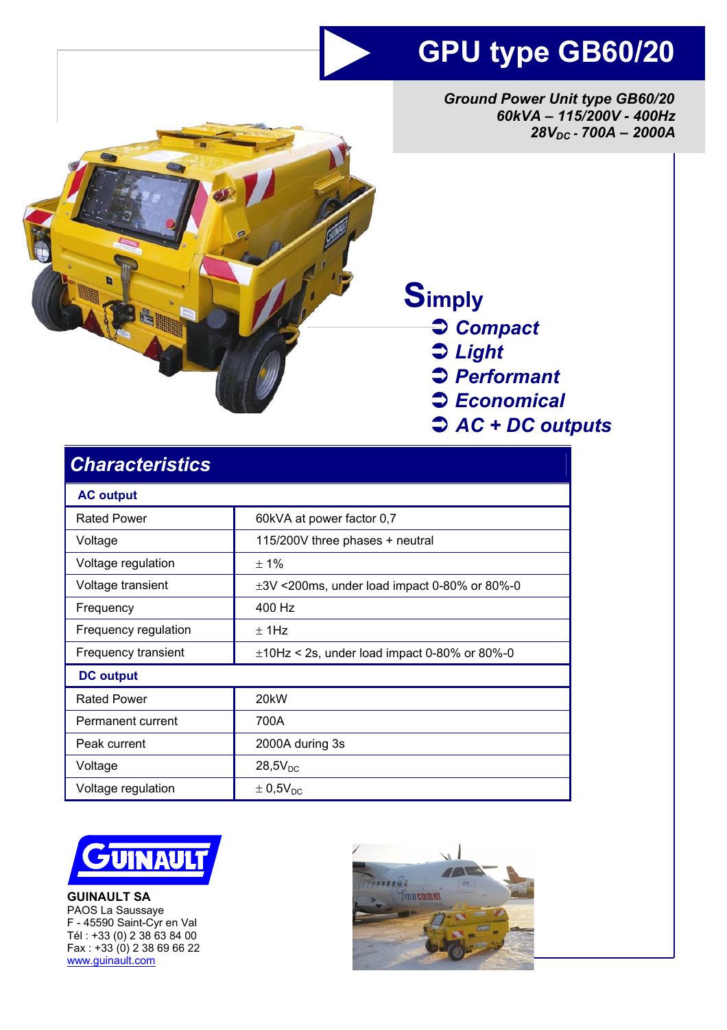# GPU type GB60/20

***Ground Power Unit type GB60/20***
***60kVA – 115/200V - 400Hz***
***$28V_{DC}$ - 700A – 2000A***

## Simply

- ***Compact***
- ***Light***
- ***Performant***
- ***Economical***
- ***AC + DC outputs***

## *Characteristics*

| **AC output** | |
|---|---|
| Rated Power | 60kVA at power factor 0,7 |
| Voltage | 115/200V three phases + neutral |
| Voltage regulation | ± 1% |
| Voltage transient | ±3V <200ms, under load impact 0-80% or 80%-0 |
| Frequency | 400 Hz |
| Frequency regulation | ± 1Hz |
| Frequency transient | ±10Hz < 2s, under load impact 0-80% or 80%-0 |
| **DC output** | |
| Rated Power | 20kW |
| Permanent current | 700A |
| Peak current | 2000A during 3s |
| Voltage | $28{,}5V_{DC}$ |
| Voltage regulation | $\pm 0{,}5V_{DC}$ |

**GUINAULT SA**
PAOS La Saussaye
F - 45590 Saint-Cyr en Val
Tél : +33 (0) 2 38 63 84 00
Fax : +33 (0) 2 38 69 66 22
www.guinault.com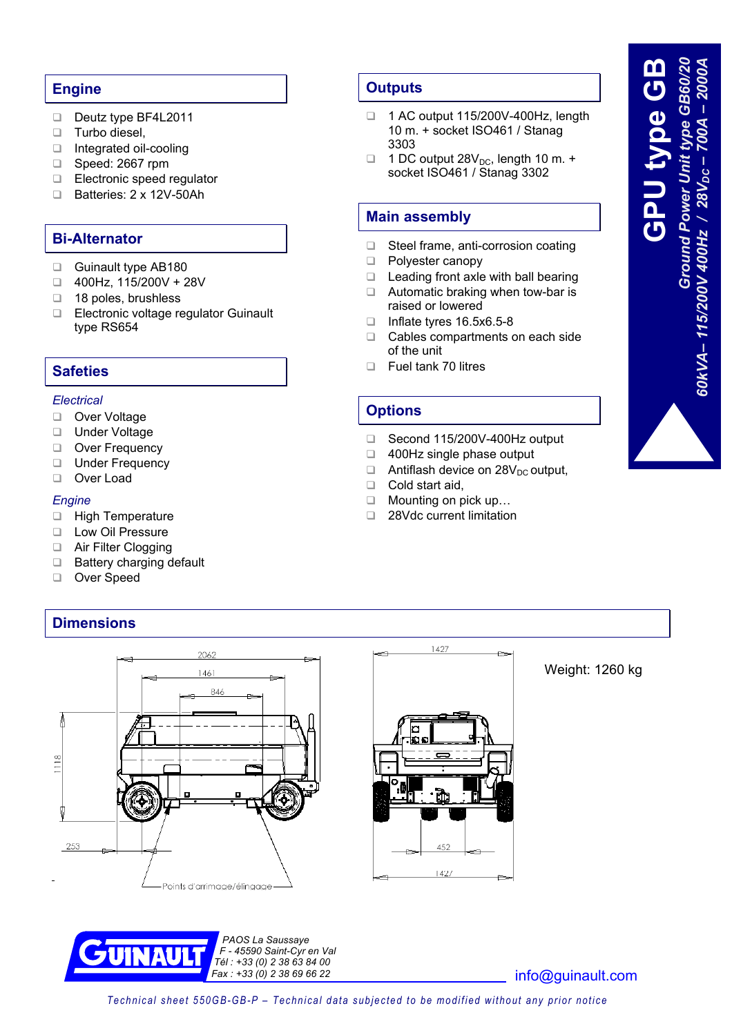# GPU type GB

*Ground Power Unit type GB60/20*

*60kVA– 115/200V 400Hz / $28V_{DC}$ – 700A – 2000A*

## Engine

- Deutz type BF4L2011
- Turbo diesel,
- Integrated oil-cooling
- Speed: 2667 rpm
- Electronic speed regulator
- Batteries: 2 x 12V-50Ah

## Bi-Alternator

- Guinault type AB180
- 400Hz, 115/200V + 28V
- 18 poles, brushless
- Electronic voltage regulator Guinault type RS654

## Safeties

*Electrical*

- Over Voltage
- Under Voltage
- Over Frequency
- Under Frequency
- Over Load

*Engine*

- High Temperature
- Low Oil Pressure
- Air Filter Clogging
- Battery charging default
- Over Speed

## Outputs

- 1 AC output 115/200V-400Hz, length 10 m. + socket ISO461 / Stanag 3303
- 1 DC output $28V_{DC}$, length 10 m. + socket ISO461 / Stanag 3302

## Main assembly

- Steel frame, anti-corrosion coating
- Polyester canopy
- Leading front axle with ball bearing
- Automatic braking when tow-bar is raised or lowered
- Inflate tyres 16.5x6.5-8
- Cables compartments on each side of the unit
- Fuel tank 70 litres

## Options

- Second 115/200V-400Hz output
- 400Hz single phase output
- Antiflash device on $28V_{DC}$ output,
- Cold start aid,
- Mounting on pick up…
- 28Vdc current limitation

## Dimensions

2062
1461
846
1118
253
Points d'arrimage/élingage

1427
452
1427

Weight: 1260 kg

GUINAULT

PAOS La Saussaye
F - 45590 Saint-Cyr en Val
Tél : +33 (0) 2 38 63 84 00
Fax : +33 (0) 2 38 69 66 22

info@guinault.com

*Technical sheet 550GB-GB-P – Technical data subjected to be modified without any prior notice*